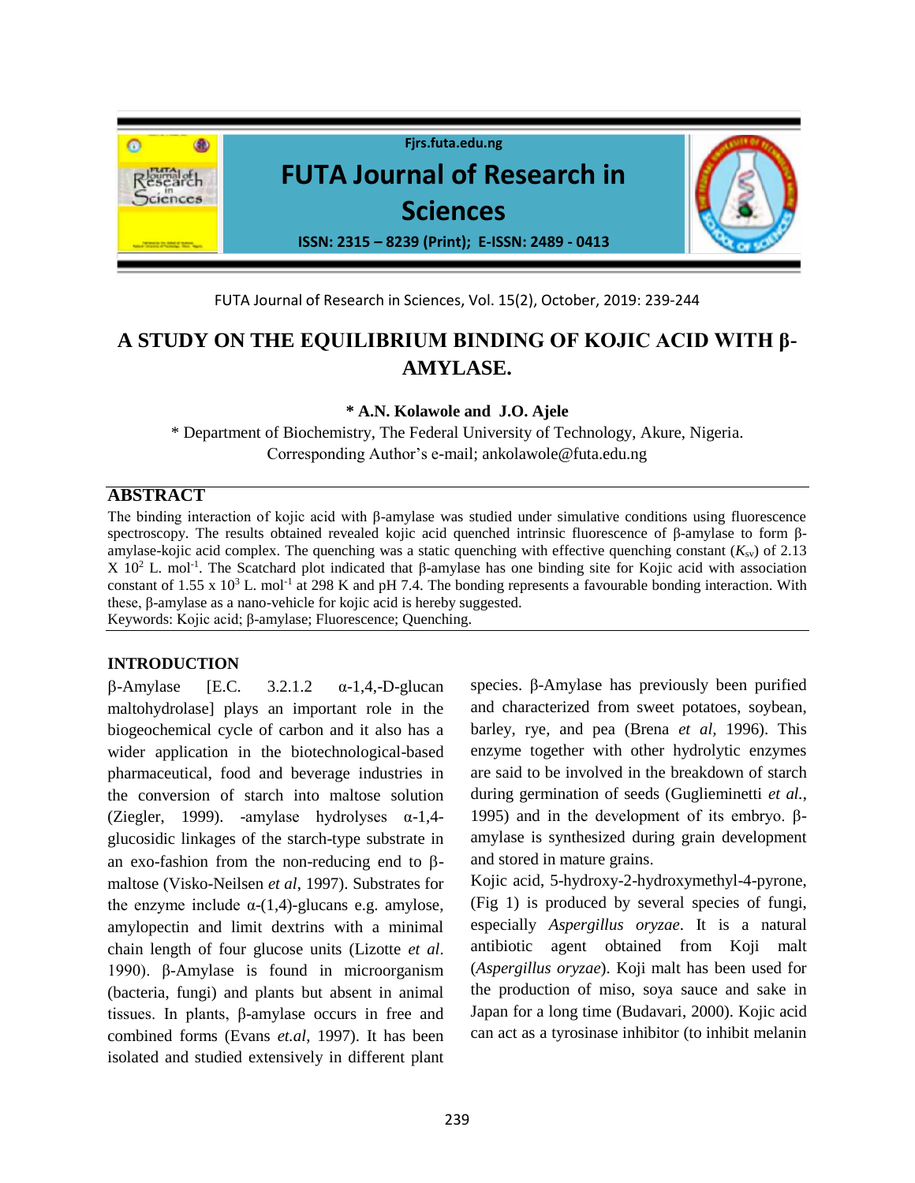# A STUDY ON THE EQUILIBRIUM BINDING OF KOJIC ACID WITH β-AMYLASE.

**\* A.N. Kolawole and J.O. Ajele**

\* Department of Biochemistry, The Federal University of Technology, Akure, Nigeria.
Corresponding Author's e-mail; ankolawole@futa.edu.ng

## ABSTRACT

The binding interaction of kojic acid with β-amylase was studied under simulative conditions using fluorescence spectroscopy. The results obtained revealed kojic acid quenched intrinsic fluorescence of β-amylase to form β-amylase-kojic acid complex. The quenching was a static quenching with effective quenching constant ($K_{sv}$) of 2.13 X $10^2$ L. $mol^{-1}$. The Scatchard plot indicated that β-amylase has one binding site for Kojic acid with association constant of 1.55 x $10^3$ L. $mol^{-1}$ at 298 K and pH 7.4. The bonding represents a favourable bonding interaction. With these, β-amylase as a nano-vehicle for kojic acid is hereby suggested.

Keywords: Kojic acid; β-amylase; Fluorescence; Quenching.

## INTRODUCTION

β-Amylase [E.C. 3.2.1.2 α-1,4,-D-glucan maltohydrolase] plays an important role in the biogeochemical cycle of carbon and it also has a wider application in the biotechnological-based pharmaceutical, food and beverage industries in the conversion of starch into maltose solution (Ziegler, 1999). -amylase hydrolyses α-1,4-glucosidic linkages of the starch-type substrate in an exo-fashion from the non-reducing end to β-maltose (Visko-Neilsen *et al*, 1997). Substrates for the enzyme include α-(1,4)-glucans e.g. amylose, amylopectin and limit dextrins with a minimal chain length of four glucose units (Lizotte *et al*. 1990). β-Amylase is found in microorganism (bacteria, fungi) and plants but absent in animal tissues. In plants, β-amylase occurs in free and combined forms (Evans *et.al*, 1997). It has been isolated and studied extensively in different plant species. β-Amylase has previously been purified and characterized from sweet potatoes, soybean, barley, rye, and pea (Brena *et al*, 1996). This enzyme together with other hydrolytic enzymes are said to be involved in the breakdown of starch during germination of seeds (Guglieminetti *et al.*, 1995) and in the development of its embryo. β-amylase is synthesized during grain development and stored in mature grains.

Kojic acid, 5-hydroxy-2-hydroxymethyl-4-pyrone, (Fig 1) is produced by several species of fungi, especially *Aspergillus oryzae*. It is a natural antibiotic agent obtained from Koji malt (*Aspergillus oryzae*). Koji malt has been used for the production of miso, soya sauce and sake in Japan for a long time (Budavari, 2000). Kojic acid can act as a tyrosinase inhibitor (to inhibit melanin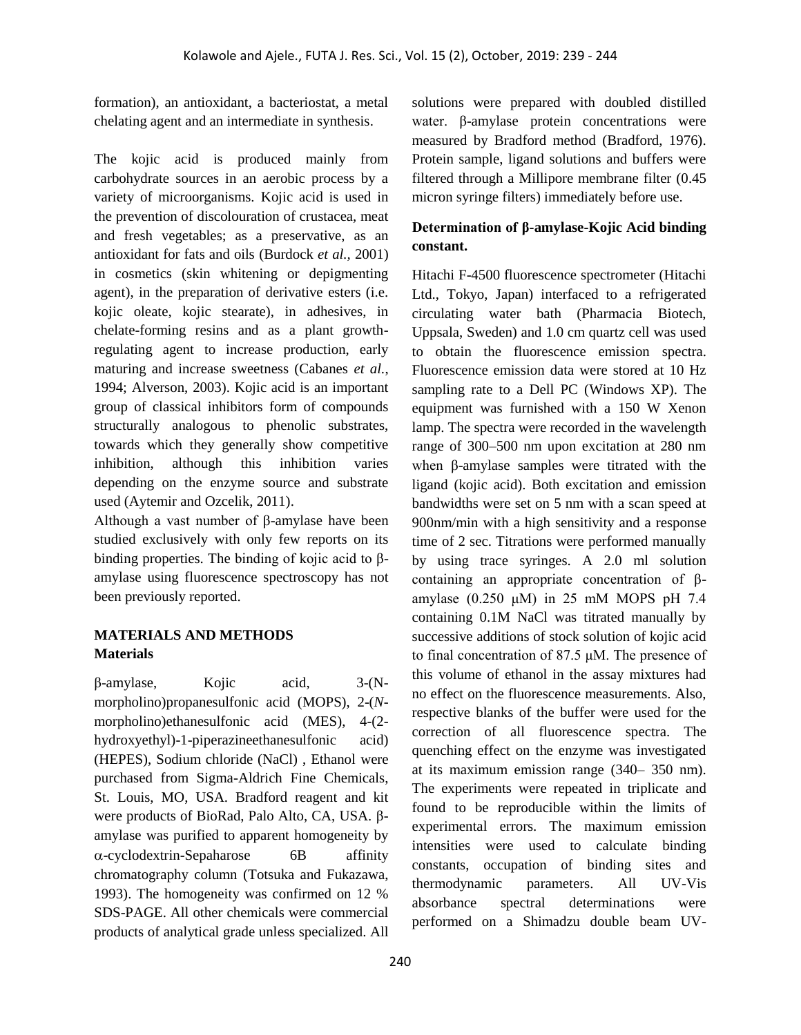formation), an antioxidant, a bacteriostat, a metal chelating agent and an intermediate in synthesis.

The kojic acid is produced mainly from carbohydrate sources in an aerobic process by a variety of microorganisms. Kojic acid is used in the prevention of discolouration of crustacea, meat and fresh vegetables; as a preservative, as an antioxidant for fats and oils (Burdock *et al.*, 2001) in cosmetics (skin whitening or depigmenting agent), in the preparation of derivative esters (i.e. kojic oleate, kojic stearate), in adhesives, in chelate-forming resins and as a plant growth-regulating agent to increase production, early maturing and increase sweetness (Cabanes *et al.*, 1994; Alverson, 2003). Kojic acid is an important group of classical inhibitors form of compounds structurally analogous to phenolic substrates, towards which they generally show competitive inhibition, although this inhibition varies depending on the enzyme source and substrate used (Aytemir and Ozcelik, 2011).

Although a vast number of β-amylase have been studied exclusively with only few reports on its binding properties. The binding of kojic acid to β-amylase using fluorescence spectroscopy has not been previously reported.

## MATERIALS AND METHODS

### Materials

β-amylase, Kojic acid, 3-(N-morpholino)propanesulfonic acid (MOPS), 2-(*N*-morpholino)ethanesulfonic acid (MES), 4-(2-hydroxyethyl)-1-piperazineethanesulfonic acid) (HEPES), Sodium chloride (NaCl) , Ethanol were purchased from Sigma-Aldrich Fine Chemicals, St. Louis, MO, USA. Bradford reagent and kit were products of BioRad, Palo Alto, CA, USA. β-amylase was purified to apparent homogeneity by α-cyclodextrin-Sepaharose 6B affinity chromatography column (Totsuka and Fukazawa, 1993). The homogeneity was confirmed on 12 % SDS-PAGE. All other chemicals were commercial products of analytical grade unless specialized. All solutions were prepared with doubled distilled water. β-amylase protein concentrations were measured by Bradford method (Bradford, 1976). Protein sample, ligand solutions and buffers were filtered through a Millipore membrane filter (0.45 micron syringe filters) immediately before use.

### Determination of β-amylase-Kojic Acid binding constant.

Hitachi F-4500 fluorescence spectrometer (Hitachi Ltd., Tokyo, Japan) interfaced to a refrigerated circulating water bath (Pharmacia Biotech, Uppsala, Sweden) and 1.0 cm quartz cell was used to obtain the fluorescence emission spectra. Fluorescence emission data were stored at 10 Hz sampling rate to a Dell PC (Windows XP). The equipment was furnished with a 150 W Xenon lamp. The spectra were recorded in the wavelength range of 300–500 nm upon excitation at 280 nm when β-amylase samples were titrated with the ligand (kojic acid). Both excitation and emission bandwidths were set on 5 nm with a scan speed at 900nm/min with a high sensitivity and a response time of 2 sec. Titrations were performed manually by using trace syringes. A 2.0 ml solution containing an appropriate concentration of β-amylase (0.250 μM) in 25 mM MOPS pH 7.4 containing 0.1M NaCl was titrated manually by successive additions of stock solution of kojic acid to final concentration of 87.5 μM. The presence of this volume of ethanol in the assay mixtures had no effect on the fluorescence measurements. Also, respective blanks of the buffer were used for the correction of all fluorescence spectra. The quenching effect on the enzyme was investigated at its maximum emission range (340– 350 nm). The experiments were repeated in triplicate and found to be reproducible within the limits of experimental errors. The maximum emission intensities were used to calculate binding constants, occupation of binding sites and thermodynamic parameters. All UV-Vis absorbance spectral determinations were performed on a Shimadzu double beam UV-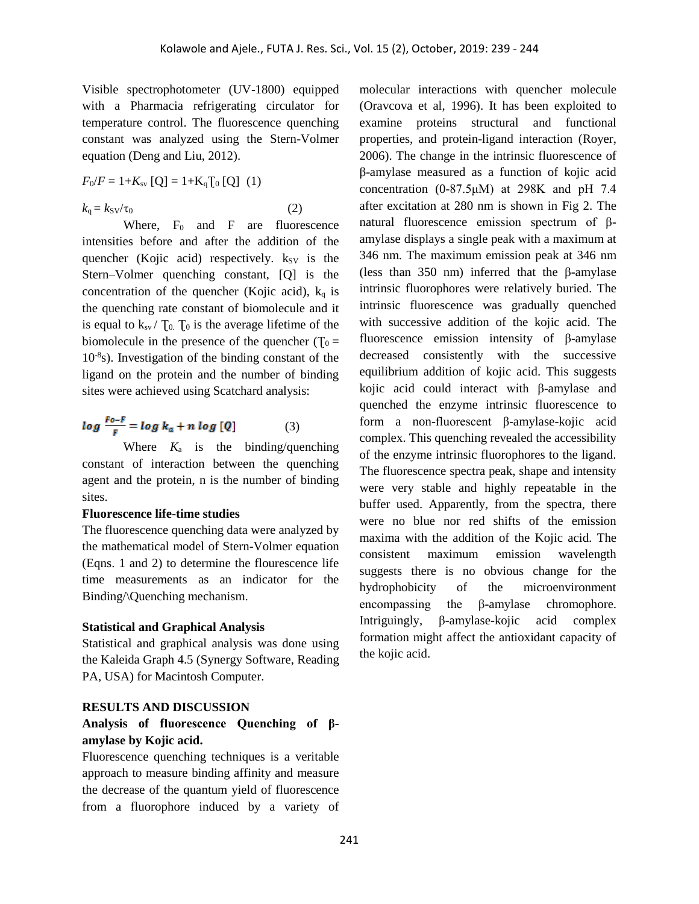Visible spectrophotometer (UV-1800) equipped with a Pharmacia refrigerating circulator for temperature control. The fluorescence quenching constant was analyzed using the Stern-Volmer equation (Deng and Liu, 2012).

$$F_0/F = 1+K_{sv}[Q] = 1+K_q\tau_0[Q] \quad (1)$$

$$k_q = k_{SV}/\tau_0 \quad (2)$$

Where, $F_0$ and F are fluorescence intensities before and after the addition of the quencher (Kojic acid) respectively. $k_{SV}$ is the Stern–Volmer quenching constant, [Q] is the concentration of the quencher (Kojic acid), $k_q$ is the quenching rate constant of biomolecule and it is equal to $k_{sv}/\tau_0$. $\tau_0$ is the average lifetime of the biomolecule in the presence of the quencher ($\tau_0 = 10^{-8}$s). Investigation of the binding constant of the ligand on the protein and the number of binding sites were achieved using Scatchard analysis:

$$\log \frac{F_0-F}{F} = \log k_a + n \log [Q] \quad (3)$$

Where $K_a$ is the binding/quenching constant of interaction between the quenching agent and the protein, n is the number of binding sites.

**Fluorescence life-time studies**

The fluorescence quenching data were analyzed by the mathematical model of Stern-Volmer equation (Eqns. 1 and 2) to determine the flourescence life time measurements as an indicator for the Binding/\Quenching mechanism.

**Statistical and Graphical Analysis**

Statistical and graphical analysis was done using the Kaleida Graph 4.5 (Synergy Software, Reading PA, USA) for Macintosh Computer.

## RESULTS AND DISCUSSION

### Analysis of fluorescence Quenching of β-amylase by Kojic acid.

Fluorescence quenching techniques is a veritable approach to measure binding affinity and measure the decrease of the quantum yield of fluorescence from a fluorophore induced by a variety of molecular interactions with quencher molecule (Oravcova et al, 1996). It has been exploited to examine proteins structural and functional properties, and protein-ligand interaction (Royer, 2006). The change in the intrinsic fluorescence of β-amylase measured as a function of kojic acid concentration (0-87.5μM) at 298K and pH 7.4 after excitation at 280 nm is shown in Fig 2. The natural fluorescence emission spectrum of β-amylase displays a single peak with a maximum at 346 nm. The maximum emission peak at 346 nm (less than 350 nm) inferred that the β-amylase intrinsic fluorophores were relatively buried. The intrinsic fluorescence was gradually quenched with successive addition of the kojic acid. The fluorescence emission intensity of β-amylase decreased consistently with the successive equilibrium addition of kojic acid. This suggests kojic acid could interact with β-amylase and quenched the enzyme intrinsic fluorescence to form a non-fluorescent β-amylase-kojic acid complex. This quenching revealed the accessibility of the enzyme intrinsic fluorophores to the ligand. The fluorescence spectra peak, shape and intensity were very stable and highly repeatable in the buffer used. Apparently, from the spectra, there were no blue nor red shifts of the emission maxima with the addition of the Kojic acid. The consistent maximum emission wavelength suggests there is no obvious change for the hydrophobicity of the microenvironment encompassing the β-amylase chromophore. Intriguingly, β-amylase-kojic acid complex formation might affect the antioxidant capacity of the kojic acid.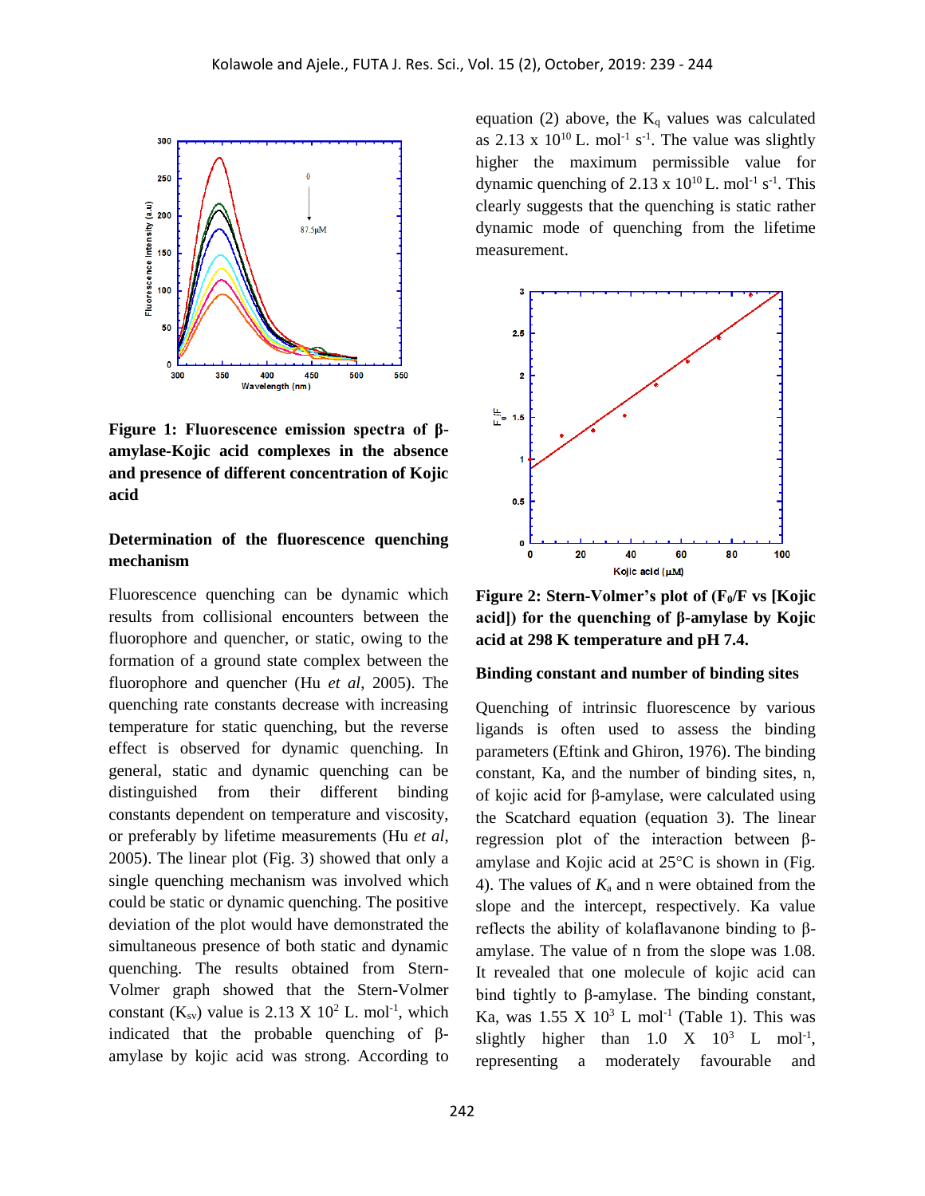**Figure 1: Fluorescence emission spectra of β-amylase-Kojic acid complexes in the absence and presence of different concentration of Kojic acid**

### Determination of the fluorescence quenching mechanism

Fluorescence quenching can be dynamic which results from collisional encounters between the fluorophore and quencher, or static, owing to the formation of a ground state complex between the fluorophore and quencher (Hu *et al*, 2005). The quenching rate constants decrease with increasing temperature for static quenching, but the reverse effect is observed for dynamic quenching. In general, static and dynamic quenching can be distinguished from their different binding constants dependent on temperature and viscosity, or preferably by lifetime measurements (Hu *et al*, 2005). The linear plot (Fig. 3) showed that only a single quenching mechanism was involved which could be static or dynamic quenching. The positive deviation of the plot would have demonstrated the simultaneous presence of both static and dynamic quenching. The results obtained from Stern-Volmer graph showed that the Stern-Volmer constant ($K_{sv}$) value is 2.13 X $10^2$ L. $mol^{-1}$, which indicated that the probable quenching of β-amylase by kojic acid was strong. According to equation (2) above, the $K_q$ values was calculated as 2.13 x $10^{10}$ L. $mol^{-1}$ $s^{-1}$. The value was slightly higher the maximum permissible value for dynamic quenching of 2.13 x $10^{10}$ L. $mol^{-1}$ $s^{-1}$. This clearly suggests that the quenching is static rather dynamic mode of quenching from the lifetime measurement.

**Figure 2: Stern-Volmer's plot of ($F_0$/F vs [Kojic acid]) for the quenching of β-amylase by Kojic acid at 298 K temperature and pH 7.4.**

### Binding constant and number of binding sites

Quenching of intrinsic fluorescence by various ligands is often used to assess the binding parameters (Eftink and Ghiron, 1976). The binding constant, Ka, and the number of binding sites, n, of kojic acid for β-amylase, were calculated using the Scatchard equation (equation 3). The linear regression plot of the interaction between β-amylase and Kojic acid at 25°C is shown in (Fig. 4). The values of $K_a$ and n were obtained from the slope and the intercept, respectively. Ka value reflects the ability of kolaflavanone binding to β-amylase. The value of n from the slope was 1.08. It revealed that one molecule of kojic acid can bind tightly to β-amylase. The binding constant, Ka, was 1.55 X $10^3$ L $mol^{-1}$ (Table 1). This was slightly higher than 1.0 X $10^3$ L $mol^{-1}$, representing a moderately favourable and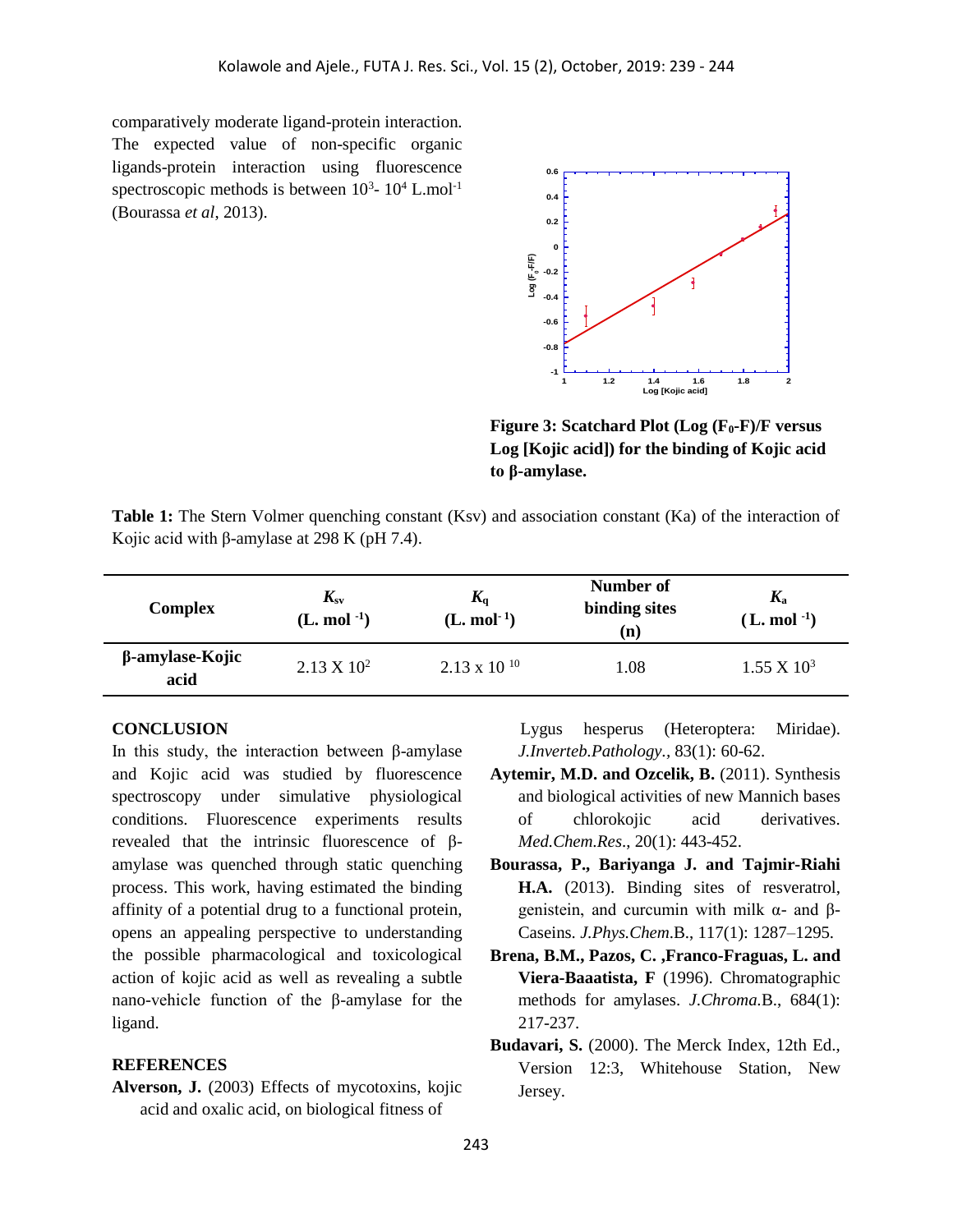comparatively moderate ligand-protein interaction. The expected value of non-specific organic ligands-protein interaction using fluorescence spectroscopic methods is between $10^3$- $10^4$ L.mol$^{-1}$ (Bourassa *et al*, 2013).

**Figure 3: Scatchard Plot (Log ($F_0$-F)/F versus Log [Kojic acid]) for the binding of Kojic acid to β-amylase.**

**Table 1:** The Stern Volmer quenching constant (Ksv) and association constant (Ka) of the interaction of Kojic acid with β-amylase at 298 K (pH 7.4).

| Complex | $K_{sv}$ (L. mol$^{-1}$) | $K_q$ (L. mol$^{-1}$) | Number of binding sites (n) | $K_a$ (L. mol$^{-1}$) |
|---|---|---|---|---|
| **β-amylase-Kojic acid** | $2.13 \times 10^2$ | $2.13 \times 10^{10}$ | 1.08 | $1.55 \times 10^3$ |

## CONCLUSION

In this study, the interaction between β-amylase and Kojic acid was studied by fluorescence spectroscopy under simulative physiological conditions. Fluorescence experiments results revealed that the intrinsic fluorescence of β-amylase was quenched through static quenching process. This work, having estimated the binding affinity of a potential drug to a functional protein, opens an appealing perspective to understanding the possible pharmacological and toxicological action of kojic acid as well as revealing a subtle nano-vehicle function of the β-amylase for the ligand.

## REFERENCES

**Alverson, J.** (2003) Effects of mycotoxins, kojic acid and oxalic acid, on biological fitness of Lygus hesperus (Heteroptera: Miridae). *J.Inverteb.Pathology.*, 83(1): 60-62.

**Aytemir, M.D. and Ozcelik, B.** (2011). Synthesis and biological activities of new Mannich bases of chlorokojic acid derivatives. *Med.Chem.Res*., 20(1): 443-452.

**Bourassa, P., Bariyanga J. and Tajmir-Riahi H.A.** (2013). Binding sites of resveratrol, genistein, and curcumin with milk α- and β-Caseins. *J.Phys.Chem*.B., 117(1): 1287–1295.

**Brena, B.M., Pazos, C. ,Franco-Fraguas, L. and Viera-Baaatista, F** (1996). Chromatographic methods for amylases. *J.Chroma.*B., 684(1): 217-237.

**Budavari, S.** (2000). The Merck Index, 12th Ed., Version 12:3, Whitehouse Station, New Jersey.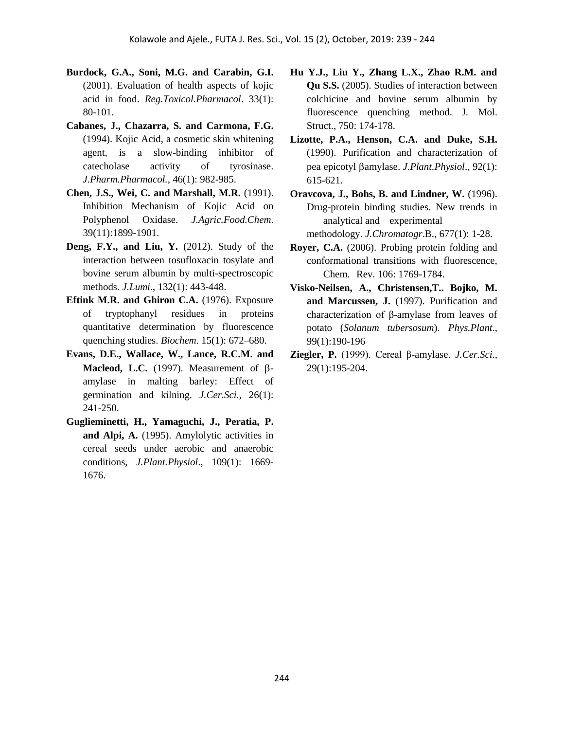**Burdock, G.A., Soni, M.G. and Carabin, G.I.** (2001). Evaluation of health aspects of kojic acid in food. *Reg.Toxicol.Pharmacol*. 33(1): 80-101.

**Cabanes, J., Chazarra, S. and Carmona, F.G.** (1994). Kojic Acid, a cosmetic skin whitening agent, is a slow-binding inhibitor of catecholase activity of tyrosinase. *J.Pharm.Pharmacol.*, 46(1): 982-985.

**Chen, J.S., Wei, C. and Marshall, M.R.** (1991). Inhibition Mechanism of Kojic Acid on Polyphenol Oxidase. *J.Agric.Food.Chem*. 39(11):1899-1901.

**Deng, F.Y., and Liu, Y.** (2012). Study of the interaction between tosufloxacin tosylate and bovine serum albumin by multi-spectroscopic methods. *J.Lumi*., 132(1): 443-448.

**Eftink M.R. and Ghiron C.A.** (1976). Exposure of tryptophanyl residues in proteins quantitative determination by fluorescence quenching studies. *Biochem*. 15(1): 672–680.

**Evans, D.E., Wallace, W., Lance, R.C.M. and Macleod, L.C.** (1997). Measurement of β-amylase in malting barley: Effect of germination and kilning. *J.Cer.Sci.*, 26(1): 241-250.

**Guglieminetti, H., Yamaguchi, J., Peratia, P. and Alpi, A.** (1995). Amylolytic activities in cereal seeds under aerobic and anaerobic conditions, *J.Plant.Physiol*., 109(1): 1669-1676.

**Hu Y.J., Liu Y., Zhang L.X., Zhao R.M. and Qu S.S.** (2005). Studies of interaction between colchicine and bovine serum albumin by fluorescence quenching method. J. Mol. Struct., 750: 174-178.

**Lizotte, P.A., Henson, C.A. and Duke, S.H.** (1990). Purification and characterization of pea epicotyl βamylase. *J.Plant.Physiol*., 92(1): 615-621.

**Oravcova, J., Bohs, B. and Lindner, W.** (1996). Drug-protein binding studies. New trends in analytical and experimental methodology. *J.Chromatogr*.B., 677(1): 1-28.

**Royer, C.A.** (2006). Probing protein folding and conformational transitions with fluorescence, Chem. Rev. 106: 1769-1784.

**Visko-Neilsen, A., Christensen,T.. Bojko, M. and Marcussen, J.** (1997). Purification and characterization of β-amylase from leaves of potato (*Solanum tubersosum*). *Phys.Plant*., 99(1):190-196

**Ziegler, P.** (1999). Cereal β-amylase. *J.Cer.Sci*., 29(1):195-204.